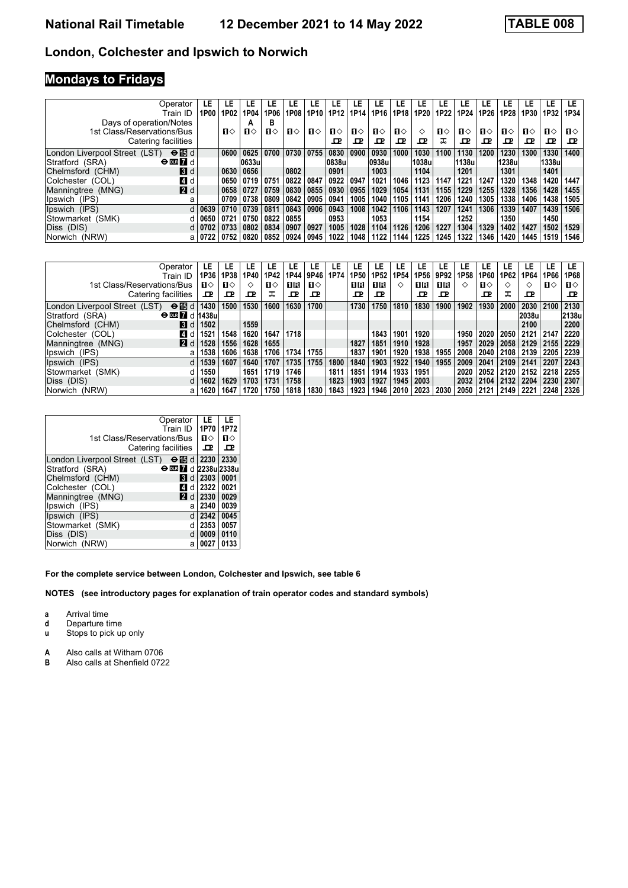# National Rail Timetable 12 December 2021 to 14 May 2022 TABLE 008

## London, Colchester and Ipswich to Norwich

### Mondays to Fridays

| Operator | LE | LE | LE | LE | LE | LE | LE | LE | LE | LE | LE | LE | LE | LE | LE | LE | LE | LE |
|---|---|---|---|---|---|---|---|---|---|---|---|---|---|---|---|---|---|---|
| Train ID | 1P00 | 1P02 | 1P04 | 1P06 | 1P08 | 1P10 | 1P12 | 1P14 | 1P16 | 1P18 | 1P20 | 1P22 | 1P24 | 1P26 | 1P28 | 1P30 | 1P32 | 1P34 |
| Days of operation/Notes | | | A | B | | | | | | | | | | | | | | |
| 1st Class/Reservations/Bus | | 1◇ | 1◇ | 1◇ | 1◇ | 1◇ | 1◇ | 1◇ | 1◇ | 1◇ | ◇ | 1◇ | 1◇ | 1◇ | 1◇ | 1◇ | 1◇ | 1◇ |
| Catering facilities | | | | | | | ☕ | ☕ | ☕ | ☕ | ☕ | 🛒 | ☕ | ☕ | ☕ | ☕ | ☕ | ☕ |
| London Liverpool Street (LST) ⊖ 15 d | | 0600 | 0625 | 0700 | 0730 | 0755 | 0830 | 0900 | 0930 | 1000 | 1030 | 1100 | 1130 | 1200 | 1230 | 1300 | 1330 | 1400 |
| Stratford (SRA) ⊖ DLR 7 d | | | 0633u | | | | 0838u | | 0938u | | 1038u | | 1138u | | 1238u | | 1338u | |
| Chelmsford (CHM) 3 d | | 0630 | 0656 | | 0802 | | 0901 | | 1003 | | 1104 | | 1201 | | 1301 | | 1401 | |
| Colchester (COL) 4 d | | 0650 | 0719 | 0751 | 0822 | 0847 | 0922 | 0947 | 1021 | 1046 | 1123 | 1147 | 1221 | 1247 | 1320 | 1348 | 1420 | 1447 |
| Manningtree (MNG) 2 d | | 0658 | 0727 | 0759 | 0830 | 0855 | 0930 | 0955 | 1029 | 1054 | 1131 | 1155 | 1229 | 1255 | 1328 | 1356 | 1428 | 1455 |
| Ipswich (IPS) a | | 0709 | 0738 | 0809 | 0842 | 0905 | 0941 | 1005 | 1040 | 1105 | 1141 | 1206 | 1240 | 1305 | 1338 | 1406 | 1438 | 1505 |
| Ipswich (IPS) d | 0639 | 0710 | 0739 | 0811 | 0843 | 0906 | 0943 | 1008 | 1042 | 1106 | 1143 | 1207 | 1241 | 1306 | 1339 | 1407 | 1439 | 1506 |
| Stowmarket (SMK) d | 0650 | 0721 | 0750 | 0822 | 0855 | | 0953 | | 1053 | | 1154 | | 1252 | | 1350 | | 1450 | |
| Diss (DIS) d | 0702 | 0733 | 0802 | 0834 | 0907 | 0927 | 1005 | 1028 | 1104 | 1126 | 1206 | 1227 | 1304 | 1329 | 1402 | 1427 | 1502 | 1529 |
| Norwich (NRW) a | 0722 | 0752 | 0820 | 0852 | 0924 | 0945 | 1022 | 1048 | 1122 | 1144 | 1225 | 1245 | 1322 | 1346 | 1420 | 1445 | 1519 | 1546 |

| Operator | LE | LE | LE | LE | LE | LE | LE | LE | LE | LE | LE | LE | LE | LE | LE | LE | LE | LE |
|---|---|---|---|---|---|---|---|---|---|---|---|---|---|---|---|---|---|---|
| Train ID | 1P36 | 1P38 | 1P40 | 1P42 | 1P44 | 9P46 | 1P74 | 1P50 | 1P52 | 1P54 | 1P56 | 9P92 | 1P58 | 1P60 | 1P62 | 1P64 | 1P66 | 1P68 |
| 1st Class/Reservations/Bus | 1◇ | 1◇ | ◇ | 1◇ | 1R | 1◇ | | 1R | 1R | ◇ | 1R | 1R | ◇ | 1◇ | ◇ | ◇ | 1◇ | 1◇ |
| Catering facilities | ☕ | ☕ | ☕ | 🛒 | ☕ | ☕ | | ☕ | ☕ | | ☕ | ☕ | | ☕ | 🛒 | ☕ | | ☕ |
| London Liverpool Street (LST) ⊖ 15 d | 1430 | 1500 | 1530 | 1600 | 1630 | 1700 | | 1730 | 1750 | 1810 | 1830 | 1900 | 1902 | 1930 | 2000 | 2030 | 2100 | 2130 |
| Stratford (SRA) ⊖ DLR 7 d | 1438u | | | | | | | | | | | | | | | 2038u | | 2138u |
| Chelmsford (CHM) 3 d | 1502 | | 1559 | | | | | | | | | | | | | 2100 | | 2200 |
| Colchester (COL) 4 d | 1521 | 1548 | 1620 | 1647 | 1718 | | | | 1843 | 1901 | 1920 | | 1950 | 2020 | 2050 | 2121 | 2147 | 2220 |
| Manningtree (MNG) 2 d | 1528 | 1556 | 1628 | 1655 | | | | 1827 | 1851 | 1910 | 1928 | | 1957 | 2029 | 2058 | 2129 | 2155 | 2229 |
| Ipswich (IPS) a | 1538 | 1606 | 1638 | 1706 | 1734 | 1755 | | 1837 | 1901 | 1920 | 1938 | 1955 | 2008 | 2040 | 2108 | 2139 | 2205 | 2239 |
| Ipswich (IPS) d | 1539 | 1607 | 1640 | 1707 | 1735 | 1755 | 1800 | 1840 | 1903 | 1922 | 1940 | 1955 | 2009 | 2041 | 2109 | 2141 | 2207 | 2243 |
| Stowmarket (SMK) d | 1550 | | 1651 | 1719 | 1746 | | 1811 | 1851 | 1914 | 1933 | 1951 | | 2020 | 2052 | 2120 | 2152 | 2218 | 2255 |
| Diss (DIS) d | 1602 | 1629 | 1703 | 1731 | 1758 | | 1823 | 1903 | 1927 | 1945 | 2003 | | 2032 | 2104 | 2132 | 2204 | 2230 | 2307 |
| Norwich (NRW) a | 1620 | 1647 | 1720 | 1750 | 1818 | 1830 | 1843 | 1923 | 1946 | 2010 | 2023 | 2030 | 2050 | 2121 | 2149 | 2221 | 2248 | 2326 |

| Operator | LE | LE |
|---|---|---|
| Train ID | 1P70 | 1P72 |
| 1st Class/Reservations/Bus | 1◇ | 1◇ |
| Catering facilities | ☕ | ☕ |
| London Liverpool Street (LST) ⊖ 15 d | 2230 | 2330 |
| Stratford (SRA) ⊖ DLR 7 d | 2238u | 2338u |
| Chelmsford (CHM) 3 d | 2303 | 0001 |
| Colchester (COL) 4 d | 2322 | 0021 |
| Manningtree (MNG) 2 d | 2330 | 0029 |
| Ipswich (IPS) a | 2340 | 0039 |
| Ipswich (IPS) d | 2342 | 0045 |
| Stowmarket (SMK) d | 2353 | 0057 |
| Diss (DIS) d | 0009 | 0110 |
| Norwich (NRW) a | 0027 | 0133 |

**For the complete service between London, Colchester and Ipswich, see table 6**

**NOTES (see introductory pages for explanation of train operator codes and standard symbols)**

- **a** Arrival time
- **d** Departure time
- **u** Stops to pick up only

- **A** Also calls at Witham 0706
- **B** Also calls at Shenfield 0722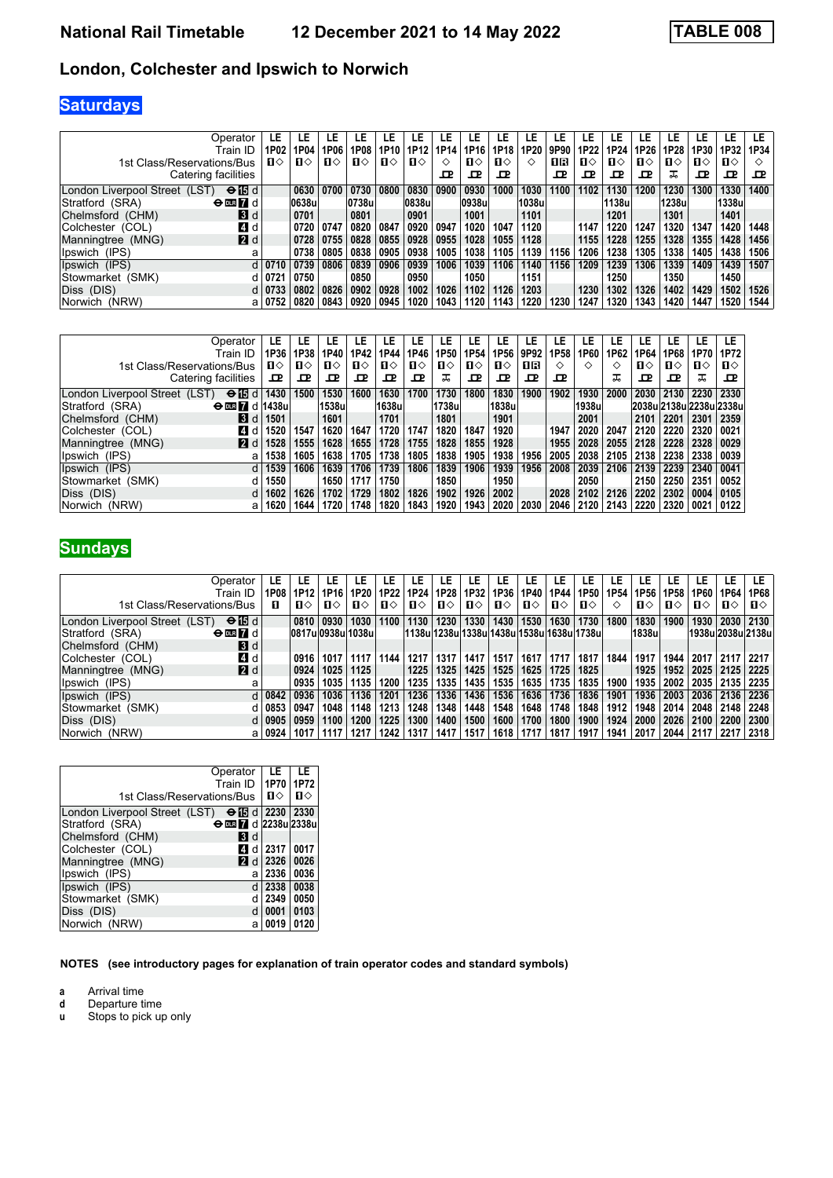# National Rail Timetable — 12 December 2021 to 14 May 2022 — TABLE 008

## London, Colchester and Ipswich to Norwich

### Saturdays

| Operator | | LE | LE | LE | LE | LE | LE | LE | LE | LE | LE | LE | LE | LE | LE | LE | LE | LE | LE |
|---|---|---|---|---|---|---|---|---|---|---|---|---|---|---|---|---|---|---|---|
| Train ID | | 1P02 | 1P04 | 1P06 | 1P08 | 1P10 | 1P12 | 1P14 | 1P16 | 1P18 | 1P20 | 9P90 | 1P22 | 1P24 | 1P26 | 1P28 | 1P30 | 1P32 | 1P34 |
| 1st Class/Reservations/Bus | | ■◇ | ■◇ | ■◇ | ■◇ | ■◇ | ■◇ | ◇ | ■◇ | ■◇ | ◇ | ■R | ■◇ | ■◇ | ■◇ | ■◇ | ■◇ | ■◇ | ◇ |
| Catering facilities | | | | | | | | ⊡ | ⊡ | ⊡ | | ⊡ | ⊡ | ⊡ | ⊡ | ⊼ | ⊡ | ⊡ | ⊡ |
| London Liverpool Street (LST) | 15 d | | 0630 | 0700 | 0730 | 0800 | 0830 | 0900 | 0930 | 1000 | 1030 | 1100 | 1102 | 1130 | 1200 | 1230 | 1300 | 1330 | 1400 |
| Stratford (SRA) | 7 d | | 0638u | | 0738u | | 0838u | | 0938u | | 1038u | | | 1138u | | 1238u | | 1338u | |
| Chelmsford (CHM) | 3 d | | 0701 | | 0801 | | 0901 | | 1001 | | 1101 | | | 1201 | | 1301 | | 1401 | |
| Colchester (COL) | 4 d | | 0720 | 0747 | 0820 | 0847 | 0920 | 0947 | 1020 | 1047 | 1120 | | 1147 | 1220 | 1247 | 1320 | 1347 | 1420 | 1448 |
| Manningtree (MNG) | 2 d | | 0728 | 0755 | 0828 | 0855 | 0928 | 0955 | 1028 | 1055 | 1128 | | 1155 | 1228 | 1255 | 1328 | 1355 | 1428 | 1456 |
| Ipswich (IPS) | a | | 0738 | 0805 | 0838 | 0905 | 0938 | 1005 | 1038 | 1105 | 1139 | 1156 | 1206 | 1238 | 1305 | 1338 | 1405 | 1438 | 1506 |
| Ipswich (IPS) | d | 0710 | 0739 | 0806 | 0839 | 0906 | 0939 | 1006 | 1039 | 1106 | 1140 | 1156 | 1209 | 1239 | 1306 | 1339 | 1409 | 1439 | 1507 |
| Stowmarket (SMK) | d | 0721 | 0750 | | 0850 | | 0950 | | 1050 | | 1151 | | | 1250 | | 1350 | | 1450 | |
| Diss (DIS) | d | 0733 | 0802 | 0826 | 0902 | 0928 | 1002 | 1026 | 1102 | 1126 | 1203 | | 1230 | 1302 | 1326 | 1402 | 1429 | 1502 | 1526 |
| Norwich (NRW) | a | 0752 | 0820 | 0843 | 0920 | 0945 | 1020 | 1043 | 1120 | 1143 | 1220 | 1230 | 1247 | 1320 | 1343 | 1420 | 1447 | 1520 | 1544 |

| Operator | | LE | LE | LE | LE | LE | LE | LE | LE | LE | LE | LE | LE | LE | LE | LE | LE | LE |
|---|---|---|---|---|---|---|---|---|---|---|---|---|---|---|---|---|---|---|
| Train ID | | 1P36 | 1P38 | 1P40 | 1P42 | 1P44 | 1P46 | 1P50 | 1P54 | 1P56 | 9P92 | 1P58 | 1P60 | 1P62 | 1P64 | 1P68 | 1P70 | 1P72 |
| 1st Class/Reservations/Bus | | ■◇ | ■◇ | ■◇ | ■◇ | ■◇ | ■◇ | ■◇ | ■◇ | ■◇ | ■R | ◇ | ◇ | ◇ | ■◇ | ■◇ | ■◇ | ■◇ |
| Catering facilities | | ⊡ | ⊡ | ⊡ | ⊡ | ⊡ | ⊡ | ⊼ | ⊡ | ⊡ | ⊡ | ⊡ | | ⊼ | ⊡ | ⊡ | ⊼ | ⊡ |
| London Liverpool Street (LST) | 15 d | 1430 | 1500 | 1530 | 1600 | 1630 | 1700 | 1730 | 1800 | 1830 | 1900 | 1902 | 1930 | 2000 | 2030 | 2130 | 2230 | 2330 |
| Stratford (SRA) | 7 d | 1438u | | 1538u | | 1638u | | 1738u | | 1838u | | | 1938u | | 2038u | 2138u | 2238u | 2338u |
| Chelmsford (CHM) | 3 d | 1501 | | 1601 | | 1701 | | 1801 | | 1901 | | | 2001 | | 2101 | 2201 | 2301 | 2359 |
| Colchester (COL) | 4 d | 1520 | 1547 | 1620 | 1647 | 1720 | 1747 | 1820 | 1847 | 1920 | | 1947 | 2020 | 2047 | 2120 | 2220 | 2320 | 0021 |
| Manningtree (MNG) | 2 d | 1528 | 1555 | 1628 | 1655 | 1728 | 1755 | 1828 | 1855 | 1928 | | 1955 | 2028 | 2055 | 2128 | 2228 | 2328 | 0029 |
| Ipswich (IPS) | a | 1538 | 1605 | 1638 | 1705 | 1738 | 1805 | 1838 | 1905 | 1938 | 1956 | 2005 | 2038 | 2105 | 2138 | 2238 | 2338 | 0039 |
| Ipswich (IPS) | d | 1539 | 1606 | 1639 | 1706 | 1739 | 1806 | 1839 | 1906 | 1939 | 1956 | 2008 | 2039 | 2106 | 2139 | 2239 | 2340 | 0041 |
| Stowmarket (SMK) | d | 1550 | | 1650 | 1717 | 1750 | | 1850 | | 1950 | | | 2050 | | 2150 | 2250 | 2351 | 0052 |
| Diss (DIS) | d | 1602 | 1626 | 1702 | 1729 | 1802 | 1826 | 1902 | 1926 | 2002 | | 2028 | 2102 | 2126 | 2202 | 2302 | 0004 | 0105 |
| Norwich (NRW) | a | 1620 | 1644 | 1720 | 1748 | 1820 | 1843 | 1920 | 1943 | 2020 | 2030 | 2046 | 2120 | 2143 | 2220 | 2320 | 0021 | 0122 |

### Sundays

| Operator | | LE | LE | LE | LE | LE | LE | LE | LE | LE | LE | LE | LE | LE | LE | LE | LE | LE | LE |
|---|---|---|---|---|---|---|---|---|---|---|---|---|---|---|---|---|---|---|---|
| Train ID | | 1P08 | 1P12 | 1P16 | 1P20 | 1P22 | 1P24 | 1P28 | 1P32 | 1P36 | 1P40 | 1P44 | 1P50 | 1P54 | 1P56 | 1P58 | 1P60 | 1P64 | 1P68 |
| 1st Class/Reservations/Bus | | ■ | ■◇ | ■◇ | ■◇ | ■◇ | ■◇ | ■◇ | ■◇ | ■◇ | ■◇ | ■◇ | ■◇ | ◇ | ■◇ | ■◇ | ■◇ | ■◇ | ■◇ |
| London Liverpool Street (LST) | 15 d | | 0810 | 0930 | 1030 | 1100 | 1130 | 1230 | 1330 | 1430 | 1530 | 1630 | 1730 | 1800 | 1830 | 1900 | 1930 | 2030 | 2130 |
| Stratford (SRA) | 7 d | | 0817u | 0938u | 1038u | | 1138u | 1238u | 1338u | 1438u | 1538u | 1638u | 1738u | | 1838u | | 1938u | 2038u | 2138u |
| Chelmsford (CHM) | 3 d | | | | | | | | | | | | | | | | | | |
| Colchester (COL) | 4 d | | 0916 | 1017 | 1117 | 1144 | 1217 | 1317 | 1417 | 1517 | 1617 | 1717 | 1817 | 1844 | 1917 | 1944 | 2017 | 2117 | 2217 |
| Manningtree (MNG) | 2 d | | 0924 | 1025 | 1125 | | 1225 | 1325 | 1425 | 1525 | 1625 | 1725 | 1825 | | 1925 | 1952 | 2025 | 2125 | 2225 |
| Ipswich (IPS) | a | | 0935 | 1035 | 1135 | 1200 | 1235 | 1335 | 1435 | 1535 | 1635 | 1735 | 1835 | 1900 | 1935 | 2002 | 2035 | 2135 | 2235 |
| Ipswich (IPS) | d | 0842 | 0936 | 1036 | 1136 | 1201 | 1236 | 1336 | 1436 | 1536 | 1636 | 1736 | 1836 | 1901 | 1936 | 2003 | 2036 | 2136 | 2236 |
| Stowmarket (SMK) | d | 0853 | 0947 | 1048 | 1148 | 1213 | 1248 | 1348 | 1448 | 1548 | 1648 | 1748 | 1848 | 1912 | 1948 | 2014 | 2048 | 2148 | 2248 |
| Diss (DIS) | d | 0905 | 0959 | 1100 | 1200 | 1225 | 1300 | 1400 | 1500 | 1600 | 1700 | 1800 | 1900 | 1924 | 2000 | 2026 | 2100 | 2200 | 2300 |
| Norwich (NRW) | a | 0924 | 1017 | 1117 | 1217 | 1242 | 1317 | 1417 | 1517 | 1618 | 1717 | 1817 | 1917 | 1941 | 2017 | 2044 | 2117 | 2217 | 2318 |

| Operator | | LE | LE |
|---|---|---|---|
| Train ID | | 1P70 | 1P72 |
| 1st Class/Reservations/Bus | | ■◇ | ■◇ |
| London Liverpool Street (LST) | 15 d | 2230 | 2330 |
| Stratford (SRA) | 7 d | 2238u | 2338u |
| Chelmsford (CHM) | 3 d | | |
| Colchester (COL) | 4 d | 2317 | 0017 |
| Manningtree (MNG) | 2 d | 2326 | 0026 |
| Ipswich (IPS) | a | 2336 | 0036 |
| Ipswich (IPS) | d | 2338 | 0038 |
| Stowmarket (SMK) | d | 2349 | 0050 |
| Diss (DIS) | d | 0001 | 0103 |
| Norwich (NRW) | a | 0019 | 0120 |

**NOTES (see introductory pages for explanation of train operator codes and standard symbols)**

**a** Arrival time
**d** Departure time
**u** Stops to pick up only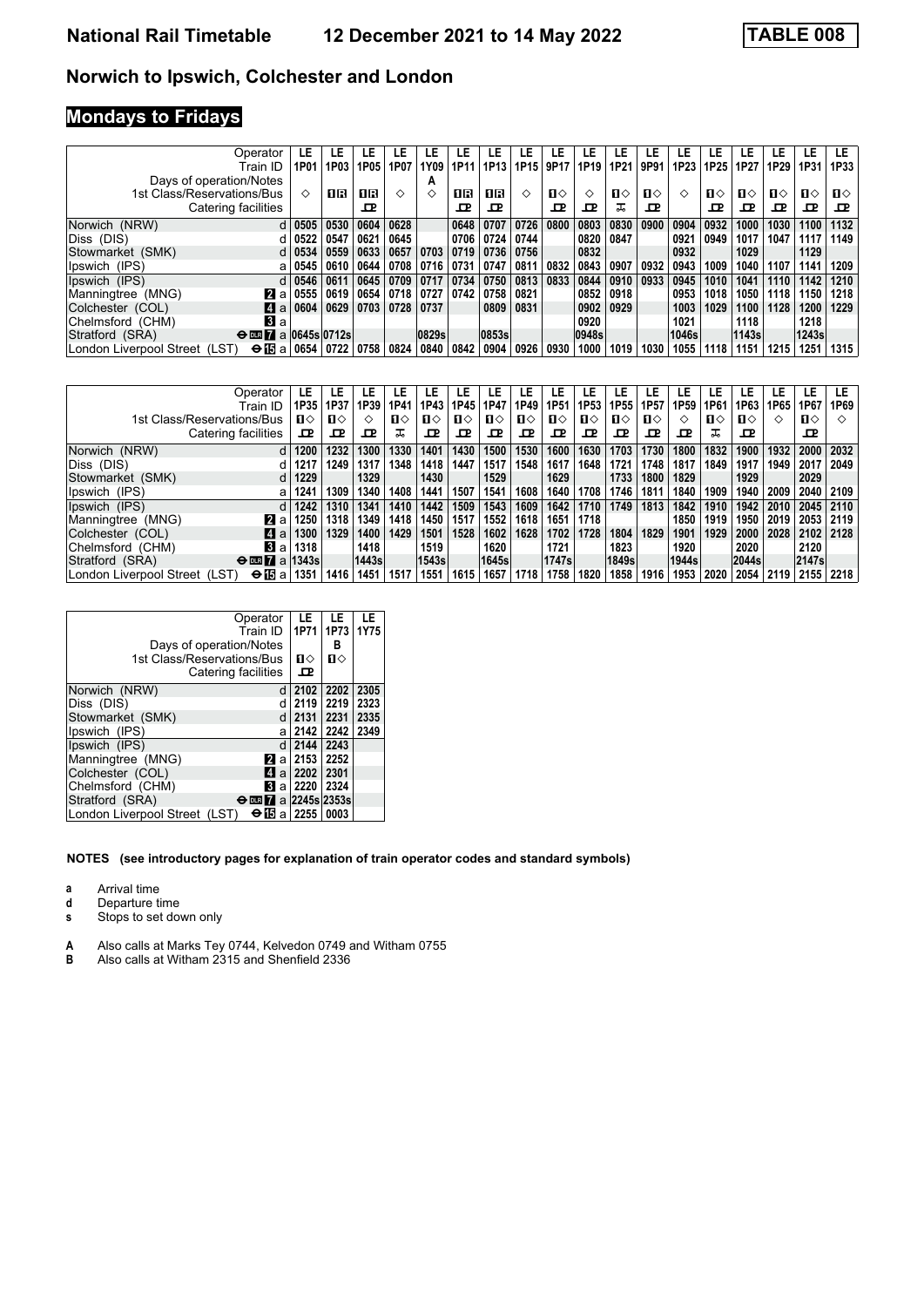# National Rail Timetable 12 December 2021 to 14 May 2022 TABLE 008

## Norwich to Ipswich, Colchester and London

## Mondays to Fridays

| Operator | | LE | LE | LE | LE | LE | LE | LE | LE | LE | LE | LE | LE | LE | LE | LE | LE | LE | LE |
|---|---|---|---|---|---|---|---|---|---|---|---|---|---|---|---|---|---|---|---|
| Train ID | | 1P01 | 1P03 | 1P05 | 1P07 | 1Y09 | 1P11 | 1P13 | 1P15 | 9P17 | 1P19 | 1P21 | 9P91 | 1P23 | 1P25 | 1P27 | 1P29 | 1P31 | 1P33 |
| Days of operation/Notes | | | | | | A | | | | | | | | | | | | | |
| 1st Class/Reservations/Bus | | ◇ | 1R | 1R | ◇ | ◇ | 1R | 1R | ◇ | 1◇ | ◇ | 1◇ | 1◇ | ◇ | 1◇ | 1◇ | 1◇ | 1◇ | 1◇ |
| Catering facilities | | | | ꟾP | | | ꟾP | ꟾP | | ꟾP | ꟾP | trolley | ꟾP | | ꟾP | ꟾP | ꟾP | ꟾP | ꟾP |
| Norwich (NRW) | d | 0505 | 0530 | 0604 | 0628 | | 0648 | 0707 | 0726 | 0800 | 0803 | 0830 | 0900 | 0904 | 0932 | 1000 | 1030 | 1100 | 1132 |
| Diss (DIS) | d | 0522 | 0547 | 0621 | 0645 | | 0706 | 0724 | 0744 | | 0820 | 0847 | | 0921 | 0949 | 1017 | 1047 | 1117 | 1149 |
| Stowmarket (SMK) | d | 0534 | 0559 | 0633 | 0657 | 0703 | 0719 | 0736 | 0756 | | 0832 | | | 0932 | | 1029 | | 1129 | |
| Ipswich (IPS) | a | 0545 | 0610 | 0644 | 0708 | 0716 | 0731 | 0747 | 0811 | 0832 | 0843 | 0907 | 0932 | 0943 | 1009 | 1040 | 1107 | 1141 | 1209 |
| Ipswich (IPS) | d | 0546 | 0611 | 0645 | 0709 | 0717 | 0734 | 0750 | 0813 | 0833 | 0844 | 0910 | 0933 | 0945 | 1010 | 1041 | 1110 | 1142 | 1210 |
| Manningtree (MNG) | 2 a | 0555 | 0619 | 0654 | 0718 | 0727 | 0742 | 0758 | 0821 | | 0852 | 0918 | | 0953 | 1018 | 1050 | 1118 | 1150 | 1218 |
| Colchester (COL) | 4 a | 0604 | 0629 | 0703 | 0728 | 0737 | | 0809 | 0831 | | 0902 | 0929 | | 1003 | 1029 | 1100 | 1128 | 1200 | 1229 |
| Chelmsford (CHM) | 3 a | | | | | | | | | | 0920 | | | 1021 | | 1118 | | 1218 | |
| Stratford (SRA) | ⊖ DLR 7 a | 0645s | 0712s | | | 0829s | | 0853s | | | 0948s | | | 1046s | | 1143s | | 1243s | |
| London Liverpool Street (LST) | ⊖ 15 a | 0654 | 0722 | 0758 | 0824 | 0840 | 0842 | 0904 | 0926 | 0930 | 1000 | 1019 | 1030 | 1055 | 1118 | 1151 | 1215 | 1251 | 1315 |

| Operator | | LE | LE | LE | LE | LE | LE | LE | LE | LE | LE | LE | LE | LE | LE | LE | LE | LE | LE |
|---|---|---|---|---|---|---|---|---|---|---|---|---|---|---|---|---|---|---|---|
| Train ID | | 1P35 | 1P37 | 1P39 | 1P41 | 1P43 | 1P45 | 1P47 | 1P49 | 1P51 | 1P53 | 1P55 | 1P57 | 1P59 | 1P61 | 1P63 | 1P65 | 1P67 | 1P69 |
| 1st Class/Reservations/Bus | | 1◇ | 1◇ | ◇ | 1◇ | 1◇ | 1◇ | 1◇ | 1◇ | 1◇ | 1◇ | 1◇ | 1◇ | ◇ | 1◇ | 1◇ | ◇ | 1◇ | ◇ |
| Catering facilities | | ꟾP | ꟾP | ꟾP | trolley | ꟾP | ꟾP | ꟾP | ꟾP | ꟾP | ꟾP | ꟾP | ꟾP | ꟾP | trolley | ꟾP | | ꟾP | |
| Norwich (NRW) | d | 1200 | 1232 | 1300 | 1330 | 1401 | 1430 | 1500 | 1530 | 1600 | 1630 | 1703 | 1730 | 1800 | 1832 | 1900 | 1932 | 2000 | 2032 |
| Diss (DIS) | d | 1217 | 1249 | 1317 | 1348 | 1418 | 1447 | 1517 | 1548 | 1617 | 1648 | 1721 | 1748 | 1817 | 1849 | 1917 | 1949 | 2017 | 2049 |
| Stowmarket (SMK) | d | 1229 | | 1329 | | 1430 | | 1529 | | 1629 | | 1733 | 1800 | 1829 | | 1929 | | 2029 | |
| Ipswich (IPS) | a | 1241 | 1309 | 1340 | 1408 | 1441 | 1507 | 1541 | 1608 | 1640 | 1708 | 1746 | 1811 | 1840 | 1909 | 1940 | 2009 | 2040 | 2109 |
| Ipswich (IPS) | d | 1242 | 1310 | 1341 | 1410 | 1442 | 1509 | 1543 | 1609 | 1642 | 1710 | 1749 | 1813 | 1842 | 1910 | 1942 | 2010 | 2045 | 2110 |
| Manningtree (MNG) | 2 a | 1250 | 1318 | 1349 | 1418 | 1450 | 1517 | 1552 | 1618 | 1651 | 1718 | | | 1850 | 1919 | 1950 | 2019 | 2053 | 2119 |
| Colchester (COL) | 4 a | 1300 | 1329 | 1400 | 1429 | 1501 | 1528 | 1602 | 1628 | 1702 | 1728 | 1804 | 1829 | 1901 | 1929 | 2000 | 2028 | 2102 | 2128 |
| Chelmsford (CHM) | 3 a | 1318 | | 1418 | | 1519 | | 1620 | | 1721 | | 1823 | | 1920 | | 2020 | | 2120 | |
| Stratford (SRA) | ⊖ DLR 7 a | 1343s | | 1443s | | 1543s | | 1645s | | 1747s | | 1849s | | 1944s | | 2044s | | 2147s | |
| London Liverpool Street (LST) | ⊖ 15 a | 1351 | 1416 | 1451 | 1517 | 1551 | 1615 | 1657 | 1718 | 1758 | 1820 | 1858 | 1916 | 1953 | 2020 | 2054 | 2119 | 2155 | 2218 |

| Operator | | LE | LE | LE |
|---|---|---|---|---|
| Train ID | | 1P71 | 1P73 | 1Y75 |
| Days of operation/Notes | | | B | |
| 1st Class/Reservations/Bus | | 1◇ | 1◇ | |
| Catering facilities | | ꟾP | | |
| Norwich (NRW) | d | 2102 | 2202 | 2305 |
| Diss (DIS) | d | 2119 | 2219 | 2323 |
| Stowmarket (SMK) | d | 2131 | 2231 | 2335 |
| Ipswich (IPS) | a | 2142 | 2242 | 2349 |
| Ipswich (IPS) | d | 2144 | 2243 | |
| Manningtree (MNG) | 2 a | 2153 | 2252 | |
| Colchester (COL) | 4 a | 2202 | 2301 | |
| Chelmsford (CHM) | 3 a | 2220 | 2324 | |
| Stratford (SRA) | ⊖ DLR 7 a | 2245s | 2353s | |
| London Liverpool Street (LST) | ⊖ 15 a | 2255 | 0003 | |

**NOTES (see introductory pages for explanation of train operator codes and standard symbols)**

- **a** Arrival time
- **d** Departure time
- **s** Stops to set down only

- **A** Also calls at Marks Tey 0744, Kelvedon 0749 and Witham 0755
- **B** Also calls at Witham 2315 and Shenfield 2336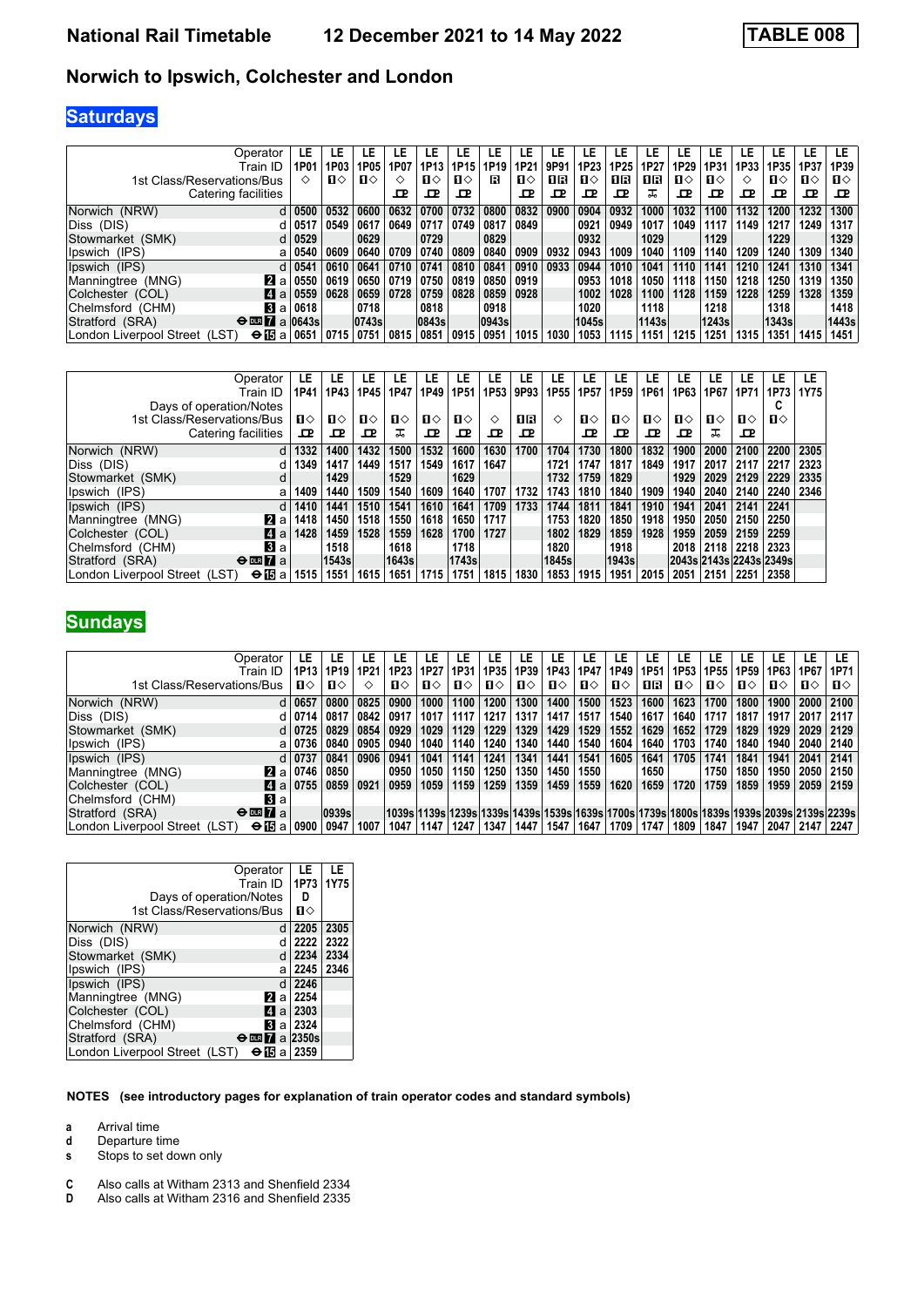# Norwich to Ipswich, Colchester and London

## Saturdays

| Operator | | LE | LE | LE | LE | LE | LE | LE | LE | LE | LE | LE | LE | LE | LE | LE | LE | LE | LE |
|---|---|---|---|---|---|---|---|---|---|---|---|---|---|---|---|---|---|---|---|
| Train ID | | 1P01 | 1P03 | 1P05 | 1P07 | 1P13 | 1P15 | 1P19 | 1P21 | 9P91 | 1P23 | 1P25 | 1P27 | 1P29 | 1P31 | 1P33 | 1P35 | 1P37 | 1P39 |
| 1st Class/Reservations/Bus | | ◇ | 1◇ | 1◇ | ◇ | 1◇ | 1◇ | R | 1◇ | 1R | 1◇ | 1R | 1R | 1◇ | 1◇ | ◇ | 1◇ | 1◇ | 1◇ |
| Catering facilities | | | | | ꝏ | ꝏ | ꝏ | | ꝏ | ꝏ | ꝏ | ꝏ | ⊤ | ꝏ | ꝏ | ꝏ | ꝏ | ꝏ | ꝏ |
| Norwich (NRW) | d | 0500 | 0532 | 0600 | 0632 | 0700 | 0732 | 0800 | 0832 | 0900 | 0904 | 0932 | 1000 | 1032 | 1100 | 1132 | 1200 | 1232 | 1300 |
| Diss (DIS) | d | 0517 | 0549 | 0617 | 0649 | 0717 | 0749 | 0817 | 0849 | | 0921 | 0949 | 1017 | 1049 | 1117 | 1149 | 1217 | 1249 | 1317 |
| Stowmarket (SMK) | d | 0529 | | 0629 | | 0729 | | 0829 | | | 0932 | | 1029 | | 1129 | | 1229 | | 1329 |
| Ipswich (IPS) | a | 0540 | 0609 | 0640 | 0709 | 0740 | 0809 | 0840 | 0909 | 0932 | 0943 | 1009 | 1040 | 1109 | 1140 | 1209 | 1240 | 1309 | 1340 |
| Ipswich (IPS) | d | 0541 | 0610 | 0641 | 0710 | 0741 | 0810 | 0841 | 0910 | 0933 | 0944 | 1010 | 1041 | 1110 | 1141 | 1210 | 1241 | 1310 | 1341 |
| Manningtree (MNG) | 2 a | 0550 | 0619 | 0650 | 0719 | 0750 | 0819 | 0850 | 0919 | | 0953 | 1018 | 1050 | 1118 | 1150 | 1218 | 1250 | 1319 | 1350 |
| Colchester (COL) | 4 a | 0559 | 0628 | 0659 | 0728 | 0759 | 0828 | 0859 | 0928 | | 1002 | 1028 | 1100 | 1128 | 1159 | 1228 | 1259 | 1328 | 1359 |
| Chelmsford (CHM) | 3 a | 0618 | | 0718 | | 0818 | | 0918 | | | 1020 | | 1118 | | 1218 | | 1318 | | 1418 |
| Stratford (SRA) | ⊖ DLR 7 a | 0643s | | 0743s | | 0843s | | 0943s | | | 1045s | | 1143s | | 1243s | | 1343s | | 1443s |
| London Liverpool Street (LST) | ⊖ 15 a | 0651 | 0715 | 0751 | 0815 | 0851 | 0915 | 0951 | 1015 | 1030 | 1053 | 1115 | 1151 | 1215 | 1251 | 1315 | 1351 | 1415 | 1451 |

| Operator | | LE | LE | LE | LE | LE | LE | LE | LE | LE | LE | LE | LE | LE | LE | LE | LE | LE |
|---|---|---|---|---|---|---|---|---|---|---|---|---|---|---|---|---|---|---|
| Train ID | | 1P41 | 1P43 | 1P45 | 1P47 | 1P49 | 1P51 | 1P53 | 9P93 | 1P55 | 1P57 | 1P59 | 1P61 | 1P63 | 1P67 | 1P71 | 1P73 | 1Y75 |
| Days of operation/Notes | | | | | | | | | | | | | | | | | C | |
| 1st Class/Reservations/Bus | | 1◇ | 1◇ | 1◇ | 1◇ | 1◇ | 1◇ | ◇ | 1R | ◇ | 1◇ | 1◇ | 1◇ | 1◇ | 1◇ | 1◇ | 1◇ | |
| Catering facilities | | ꝏ | ꝏ | ꝏ | ⊤ | ꝏ | ꝏ | ꝏ | ꝏ | | ꝏ | ꝏ | ꝏ | ꝏ | ⊤ | ꝏ | | |
| Norwich (NRW) | d | 1332 | 1400 | 1432 | 1500 | 1532 | 1600 | 1630 | 1700 | 1704 | 1730 | 1800 | 1832 | 1900 | 2000 | 2100 | 2200 | 2305 |
| Diss (DIS) | d | 1349 | 1417 | 1449 | 1517 | 1549 | 1617 | 1647 | | 1721 | 1747 | 1817 | 1849 | 1917 | 2017 | 2117 | 2217 | 2323 |
| Stowmarket (SMK) | d | | 1429 | | 1529 | | 1629 | | | 1732 | 1759 | 1829 | | 1929 | 2029 | 2129 | 2229 | 2335 |
| Ipswich (IPS) | a | 1409 | 1440 | 1509 | 1540 | 1609 | 1640 | 1707 | 1732 | 1743 | 1810 | 1840 | 1909 | 1940 | 2040 | 2140 | 2240 | 2346 |
| Ipswich (IPS) | d | 1410 | 1441 | 1510 | 1541 | 1610 | 1641 | 1709 | 1733 | 1744 | 1811 | 1841 | 1910 | 1941 | 2041 | 2141 | 2241 | |
| Manningtree (MNG) | 2 a | 1418 | 1450 | 1518 | 1550 | 1618 | 1650 | 1717 | | 1753 | 1820 | 1850 | 1918 | 1950 | 2050 | 2150 | 2250 | |
| Colchester (COL) | 4 a | 1428 | 1459 | 1528 | 1559 | 1628 | 1700 | 1727 | | 1802 | 1829 | 1859 | 1928 | 1959 | 2059 | 2159 | 2259 | |
| Chelmsford (CHM) | 3 a | | 1518 | | 1618 | | 1718 | | | 1820 | | 1918 | | 2018 | 2118 | 2218 | 2323 | |
| Stratford (SRA) | ⊖ DLR 7 a | | 1543s | | 1643s | | 1743s | | | 1845s | | 1943s | | 2043s | 2143s | 2243s | 2349s | |
| London Liverpool Street (LST) | ⊖ 15 a | 1515 | 1551 | 1615 | 1651 | 1715 | 1751 | 1815 | 1830 | 1853 | 1915 | 1951 | 2015 | 2051 | 2151 | 2251 | 2358 | |

## Sundays

| Operator | | LE | LE | LE | LE | LE | LE | LE | LE | LE | LE | LE | LE | LE | LE | LE | LE | LE | LE |
|---|---|---|---|---|---|---|---|---|---|---|---|---|---|---|---|---|---|---|---|
| Train ID | | 1P13 | 1P19 | 1P21 | 1P23 | 1P27 | 1P31 | 1P35 | 1P39 | 1P43 | 1P47 | 1P49 | 1P51 | 1P53 | 1P55 | 1P59 | 1P63 | 1P67 | 1P71 |
| 1st Class/Reservations/Bus | | 1◇ | 1◇ | ◇ | 1◇ | 1◇ | 1◇ | 1◇ | 1◇ | 1◇ | 1◇ | 1◇ | 1R | 1◇ | 1◇ | 1◇ | 1◇ | 1◇ | 1◇ |
| Norwich (NRW) | d | 0657 | 0800 | 0825 | 0900 | 1000 | 1100 | 1200 | 1300 | 1400 | 1500 | 1523 | 1600 | 1623 | 1700 | 1800 | 1900 | 2000 | 2100 |
| Diss (DIS) | d | 0714 | 0817 | 0842 | 0917 | 1017 | 1117 | 1217 | 1317 | 1417 | 1517 | 1540 | 1617 | 1640 | 1717 | 1817 | 1917 | 2017 | 2117 |
| Stowmarket (SMK) | d | 0725 | 0829 | 0854 | 0929 | 1029 | 1129 | 1229 | 1329 | 1429 | 1529 | 1552 | 1629 | 1652 | 1729 | 1829 | 1929 | 2029 | 2129 |
| Ipswich (IPS) | a | 0736 | 0840 | 0905 | 0940 | 1040 | 1140 | 1240 | 1340 | 1440 | 1540 | 1604 | 1640 | 1703 | 1740 | 1840 | 1940 | 2040 | 2140 |
| Ipswich (IPS) | d | 0737 | 0841 | 0906 | 0941 | 1041 | 1141 | 1241 | 1341 | 1441 | 1541 | 1605 | 1641 | 1705 | 1741 | 1841 | 1941 | 2041 | 2141 |
| Manningtree (MNG) | 2 a | 0746 | 0850 | | 0950 | 1050 | 1150 | 1250 | 1350 | 1450 | 1550 | | 1650 | | 1750 | 1850 | 1950 | 2050 | 2150 |
| Colchester (COL) | 4 a | 0755 | 0859 | 0921 | 0959 | 1059 | 1159 | 1259 | 1359 | 1459 | 1559 | 1620 | 1659 | 1720 | 1759 | 1859 | 1959 | 2059 | 2159 |
| Chelmsford (CHM) | 3 a | | | | | | | | | | | | | | | | | | |
| Stratford (SRA) | ⊖ DLR 7 a | | 0939s | | 1039s | 1139s | 1239s | 1339s | 1439s | 1539s | 1639s | 1700s | 1739s | 1800s | 1839s | 1939s | 2039s | 2139s | 2239s |
| London Liverpool Street (LST) | ⊖ 15 a | 0900 | 0947 | 1007 | 1047 | 1147 | 1247 | 1347 | 1447 | 1547 | 1647 | 1709 | 1747 | 1809 | 1847 | 1947 | 2047 | 2147 | 2247 |

| Operator | | LE | LE |
|---|---|---|---|
| Train ID | | 1P73 | 1Y75 |
| Days of operation/Notes | | D | |
| 1st Class/Reservations/Bus | | 1◇ | |
| Norwich (NRW) | d | 2205 | 2305 |
| Diss (DIS) | d | 2222 | 2322 |
| Stowmarket (SMK) | d | 2234 | 2334 |
| Ipswich (IPS) | a | 2245 | 2346 |
| Ipswich (IPS) | d | 2246 | |
| Manningtree (MNG) | 2 a | 2254 | |
| Colchester (COL) | 4 a | 2303 | |
| Chelmsford (CHM) | 3 a | 2324 | |
| Stratford (SRA) | ⊖ DLR 7 a | 2350s | |
| London Liverpool Street (LST) | ⊖ 15 a | 2359 | |

**NOTES (see introductory pages for explanation of train operator codes and standard symbols)**

- **a** Arrival time
- **d** Departure time
- **s** Stops to set down only

- **C** Also calls at Witham 2313 and Shenfield 2334
- **D** Also calls at Witham 2316 and Shenfield 2335